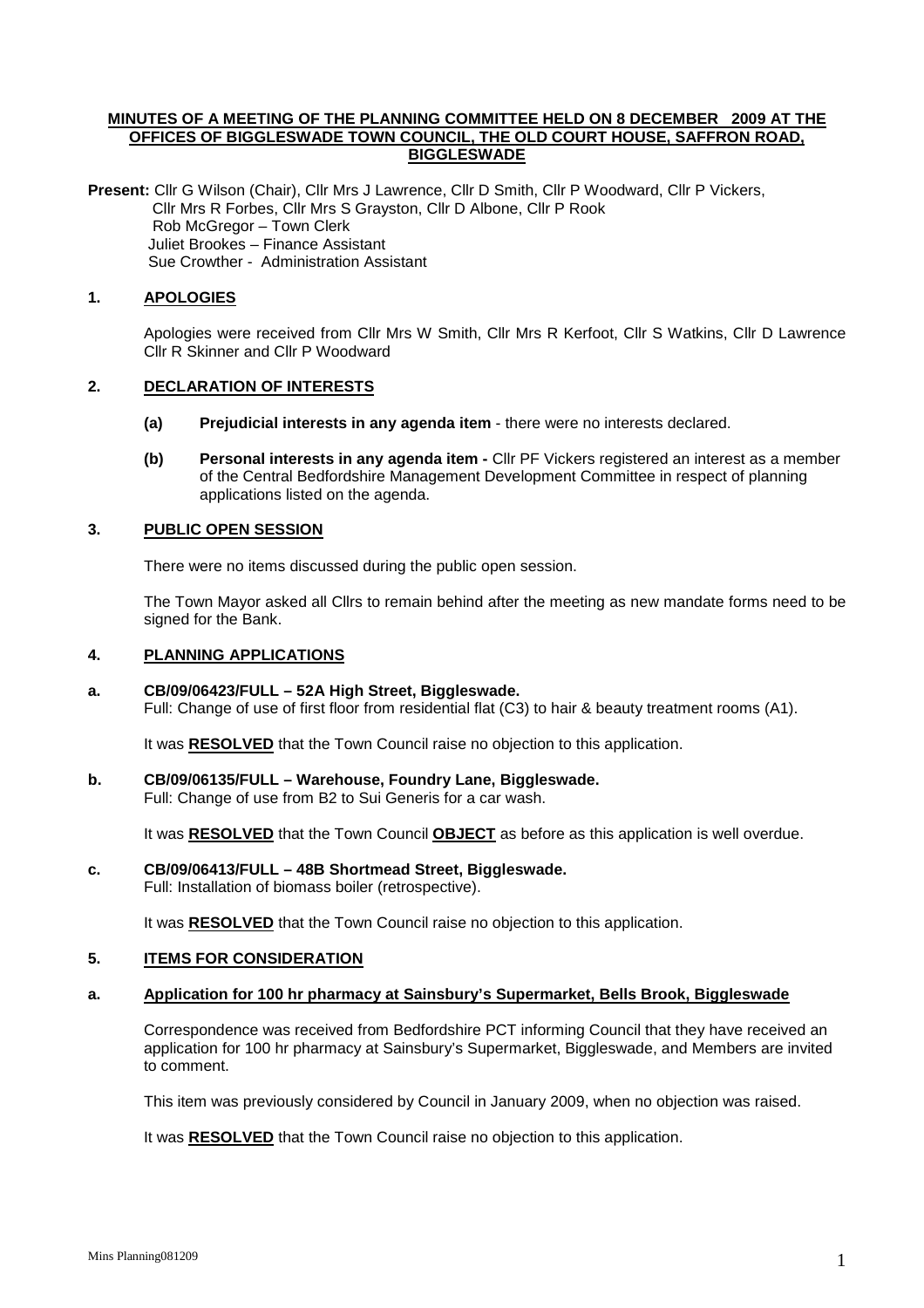**MINUTES OF A MEETING OF THE PLANNING COMMITTEE HELD ON 8 DECEMBER 2009 AT THE OFFICES OF BIGGLESWADE TOWN COUNCIL, THE OLD COURT HOUSE, SAFFRON ROAD, BIGGLESWADE**

**Present:** Cllr G Wilson (Chair), Cllr Mrs J Lawrence, Cllr D Smith, Cllr P Woodward, Cllr P Vickers, Cllr Mrs R Forbes, Cllr Mrs S Grayston, Cllr D Albone, Cllr P Rook
Rob McGregor – Town Clerk
Juliet Brookes – Finance Assistant
Sue Crowther - Administration Assistant

## 1. APOLOGIES

Apologies were received from Cllr Mrs W Smith, Cllr Mrs R Kerfoot, Cllr S Watkins, Cllr D Lawrence Cllr R Skinner and Cllr P Woodward

## 2. DECLARATION OF INTERESTS

**(a) Prejudicial interests in any agenda item** - there were no interests declared.

**(b) Personal interests in any agenda item -** Cllr PF Vickers registered an interest as a member of the Central Bedfordshire Management Development Committee in respect of planning applications listed on the agenda.

## 3. PUBLIC OPEN SESSION

There were no items discussed during the public open session.

The Town Mayor asked all Cllrs to remain behind after the meeting as new mandate forms need to be signed for the Bank.

## 4. PLANNING APPLICATIONS

**a. CB/09/06423/FULL – 52A High Street, Biggleswade.**
Full: Change of use of first floor from residential flat (C3) to hair & beauty treatment rooms (A1).

It was **RESOLVED** that the Town Council raise no objection to this application.

**b. CB/09/06135/FULL – Warehouse, Foundry Lane, Biggleswade.**
Full: Change of use from B2 to Sui Generis for a car wash.

It was **RESOLVED** that the Town Council **OBJECT** as before as this application is well overdue.

**c. CB/09/06413/FULL – 48B Shortmead Street, Biggleswade.**
Full: Installation of biomass boiler (retrospective).

It was **RESOLVED** that the Town Council raise no objection to this application.

## 5. ITEMS FOR CONSIDERATION

**a. Application for 100 hr pharmacy at Sainsbury's Supermarket, Bells Brook, Biggleswade**

Correspondence was received from Bedfordshire PCT informing Council that they have received an application for 100 hr pharmacy at Sainsbury's Supermarket, Biggleswade, and Members are invited to comment.

This item was previously considered by Council in January 2009, when no objection was raised.

It was **RESOLVED** that the Town Council raise no objection to this application.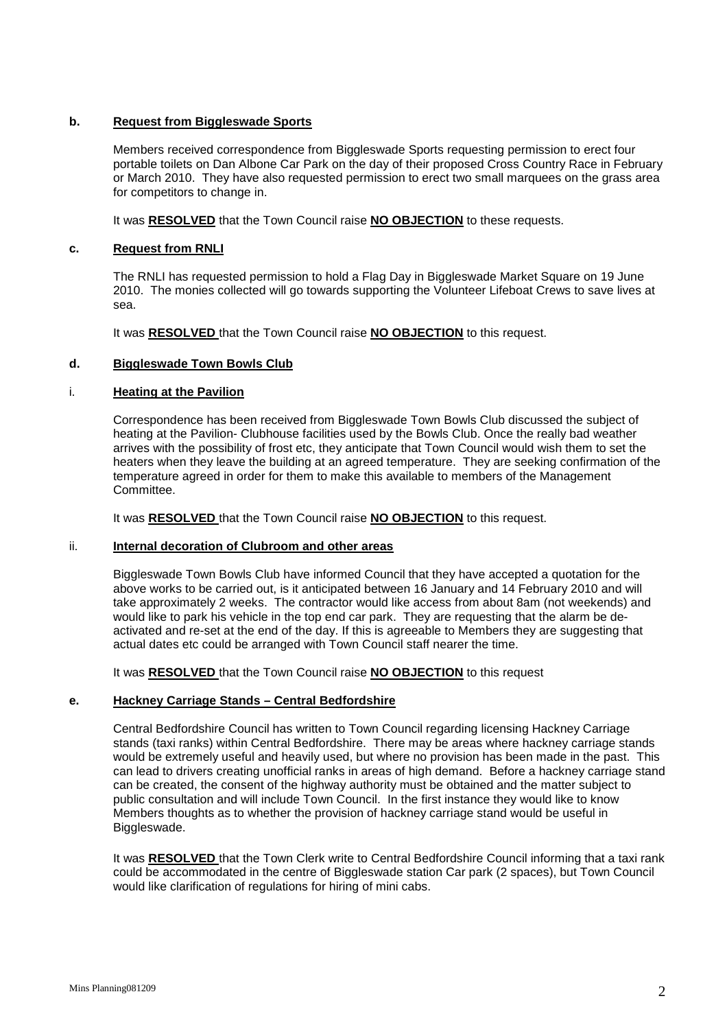### b. Request from Biggleswade Sports

Members received correspondence from Biggleswade Sports requesting permission to erect four portable toilets on Dan Albone Car Park on the day of their proposed Cross Country Race in February or March 2010. They have also requested permission to erect two small marquees on the grass area for competitors to change in.

It was **RESOLVED** that the Town Council raise **NO OBJECTION** to these requests.

### c. Request from RNLI

The RNLI has requested permission to hold a Flag Day in Biggleswade Market Square on 19 June 2010. The monies collected will go towards supporting the Volunteer Lifeboat Crews to save lives at sea.

It was **RESOLVED** that the Town Council raise **NO OBJECTION** to this request.

### d. Biggleswade Town Bowls Club

#### i. Heating at the Pavilion

Correspondence has been received from Biggleswade Town Bowls Club discussed the subject of heating at the Pavilion- Clubhouse facilities used by the Bowls Club. Once the really bad weather arrives with the possibility of frost etc, they anticipate that Town Council would wish them to set the heaters when they leave the building at an agreed temperature. They are seeking confirmation of the temperature agreed in order for them to make this available to members of the Management Committee.

It was **RESOLVED** that the Town Council raise **NO OBJECTION** to this request.

#### ii. Internal decoration of Clubroom and other areas

Biggleswade Town Bowls Club have informed Council that they have accepted a quotation for the above works to be carried out, is it anticipated between 16 January and 14 February 2010 and will take approximately 2 weeks. The contractor would like access from about 8am (not weekends) and would like to park his vehicle in the top end car park. They are requesting that the alarm be de-activated and re-set at the end of the day. If this is agreeable to Members they are suggesting that actual dates etc could be arranged with Town Council staff nearer the time.

It was **RESOLVED** that the Town Council raise **NO OBJECTION** to this request

### e. Hackney Carriage Stands – Central Bedfordshire

Central Bedfordshire Council has written to Town Council regarding licensing Hackney Carriage stands (taxi ranks) within Central Bedfordshire. There may be areas where hackney carriage stands would be extremely useful and heavily used, but where no provision has been made in the past. This can lead to drivers creating unofficial ranks in areas of high demand. Before a hackney carriage stand can be created, the consent of the highway authority must be obtained and the matter subject to public consultation and will include Town Council. In the first instance they would like to know Members thoughts as to whether the provision of hackney carriage stand would be useful in Biggleswade.

It was **RESOLVED** that the Town Clerk write to Central Bedfordshire Council informing that a taxi rank could be accommodated in the centre of Biggleswade station Car park (2 spaces), but Town Council would like clarification of regulations for hiring of mini cabs.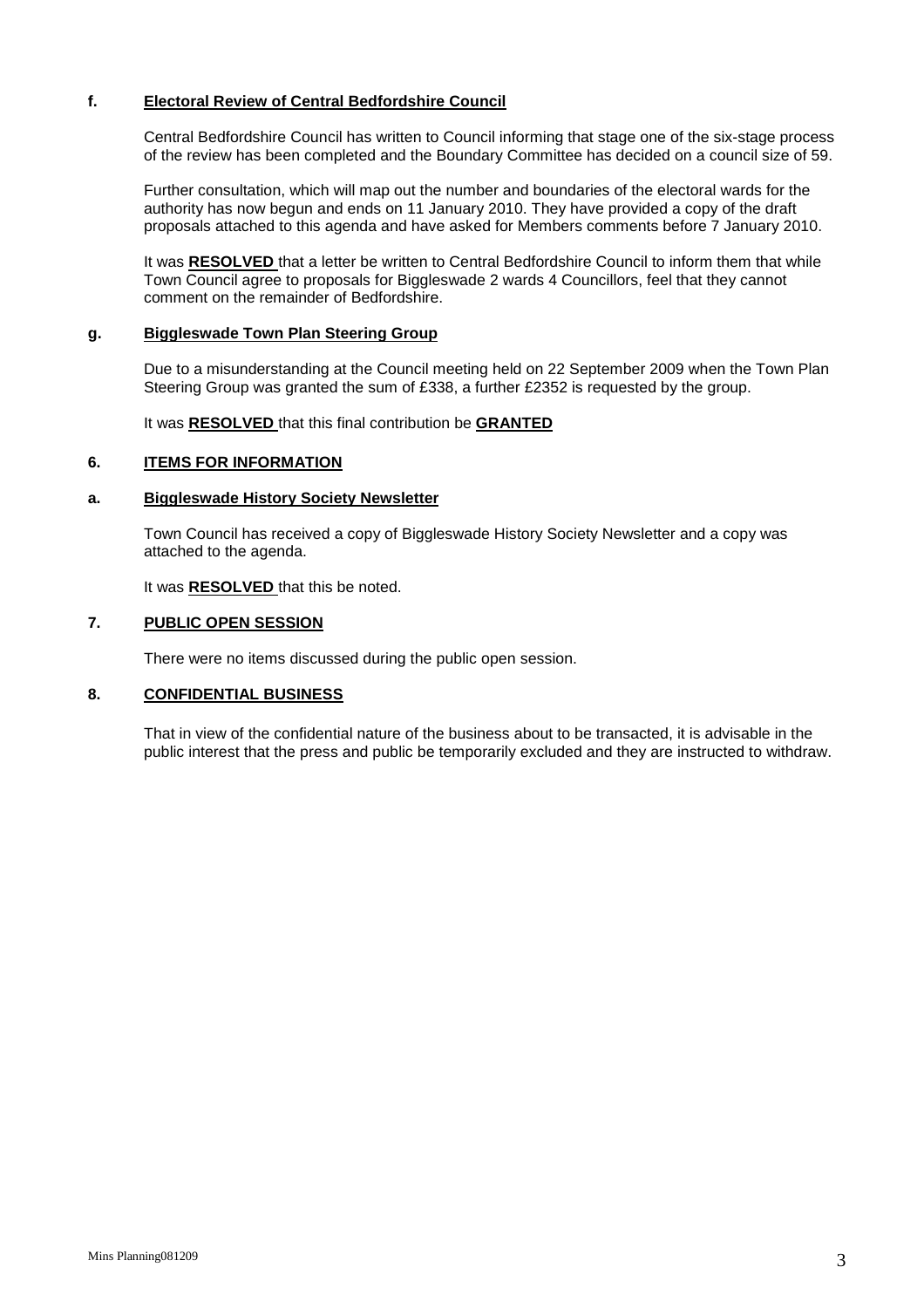**f. Electoral Review of Central Bedfordshire Council**

Central Bedfordshire Council has written to Council informing that stage one of the six-stage process of the review has been completed and the Boundary Committee has decided on a council size of 59.

Further consultation, which will map out the number and boundaries of the electoral wards for the authority has now begun and ends on 11 January 2010. They have provided a copy of the draft proposals attached to this agenda and have asked for Members comments before 7 January 2010.

It was **RESOLVED** that a letter be written to Central Bedfordshire Council to inform them that while Town Council agree to proposals for Biggleswade 2 wards 4 Councillors, feel that they cannot comment on the remainder of Bedfordshire.

**g. Biggleswade Town Plan Steering Group**

Due to a misunderstanding at the Council meeting held on 22 September 2009 when the Town Plan Steering Group was granted the sum of £338, a further £2352 is requested by the group.

It was **RESOLVED** that this final contribution be **GRANTED**

**6. ITEMS FOR INFORMATION**

**a. Biggleswade History Society Newsletter**

Town Council has received a copy of Biggleswade History Society Newsletter and a copy was attached to the agenda.

It was **RESOLVED** that this be noted.

**7. PUBLIC OPEN SESSION**

There were no items discussed during the public open session.

**8. CONFIDENTIAL BUSINESS**

That in view of the confidential nature of the business about to be transacted, it is advisable in the public interest that the press and public be temporarily excluded and they are instructed to withdraw.